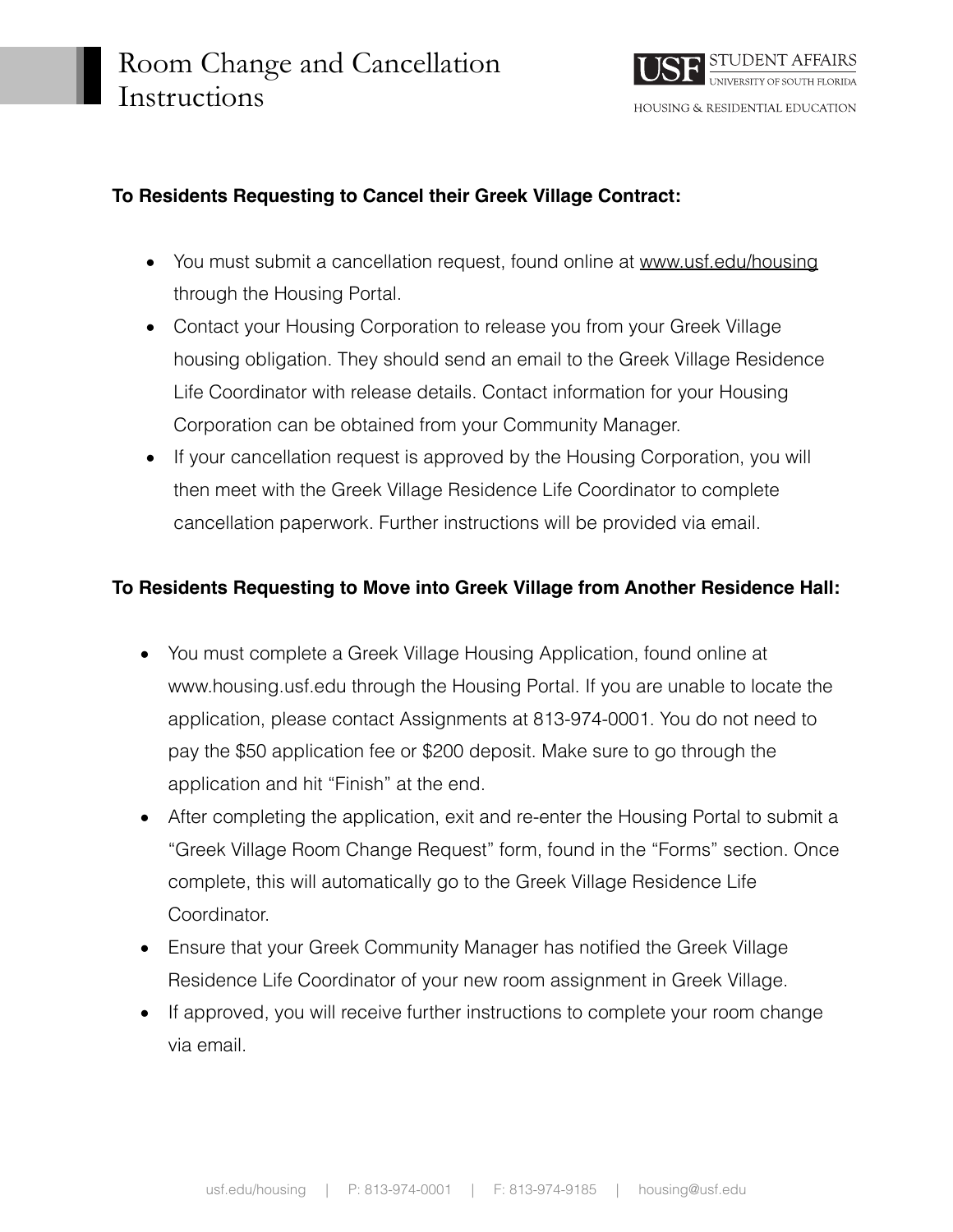# Room Change and Cancellation Instructions

USF STUDENT AFFAIRS
UNIVERSITY OF SOUTH FLORIDA
HOUSING & RESIDENTIAL EDUCATION

**To Residents Requesting to Cancel their Greek Village Contract:**

- You must submit a cancellation request, found online at www.usf.edu/housing through the Housing Portal.
- Contact your Housing Corporation to release you from your Greek Village housing obligation. They should send an email to the Greek Village Residence Life Coordinator with release details. Contact information for your Housing Corporation can be obtained from your Community Manager.
- If your cancellation request is approved by the Housing Corporation, you will then meet with the Greek Village Residence Life Coordinator to complete cancellation paperwork. Further instructions will be provided via email.

**To Residents Requesting to Move into Greek Village from Another Residence Hall:**

- You must complete a Greek Village Housing Application, found online at www.housing.usf.edu through the Housing Portal. If you are unable to locate the application, please contact Assignments at 813-974-0001. You do not need to pay the $50 application fee or $200 deposit. Make sure to go through the application and hit "Finish" at the end.
- After completing the application, exit and re-enter the Housing Portal to submit a "Greek Village Room Change Request" form, found in the "Forms" section. Once complete, this will automatically go to the Greek Village Residence Life Coordinator.
- Ensure that your Greek Community Manager has notified the Greek Village Residence Life Coordinator of your new room assignment in Greek Village.
- If approved, you will receive further instructions to complete your room change via email.

usf.edu/housing | P: 813-974-0001 | F: 813-974-9185 | housing@usf.edu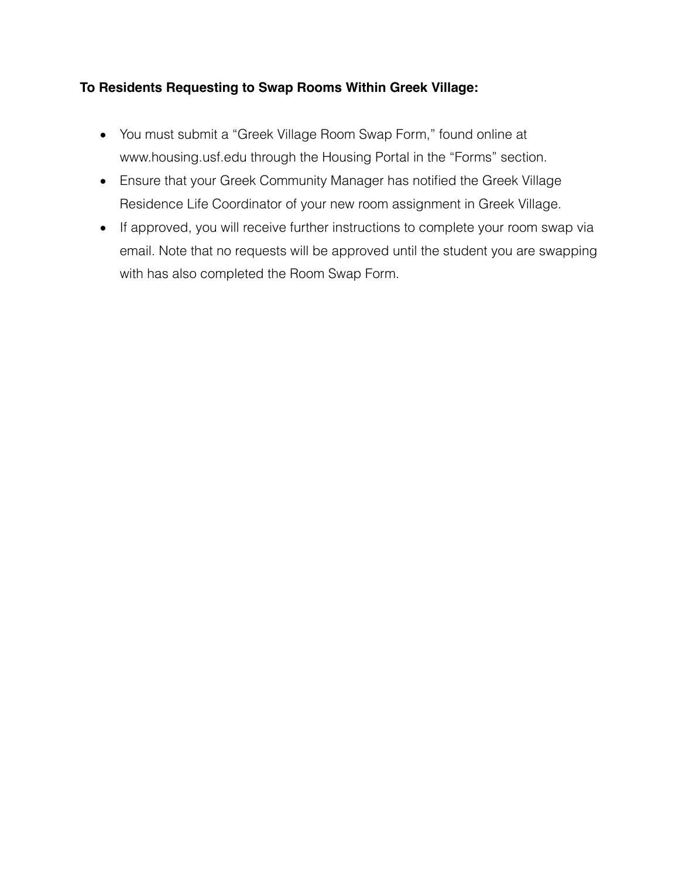**To Residents Requesting to Swap Rooms Within Greek Village:**

- You must submit a "Greek Village Room Swap Form," found online at www.housing.usf.edu through the Housing Portal in the "Forms" section.
- Ensure that your Greek Community Manager has notified the Greek Village Residence Life Coordinator of your new room assignment in Greek Village.
- If approved, you will receive further instructions to complete your room swap via email. Note that no requests will be approved until the student you are swapping with has also completed the Room Swap Form.